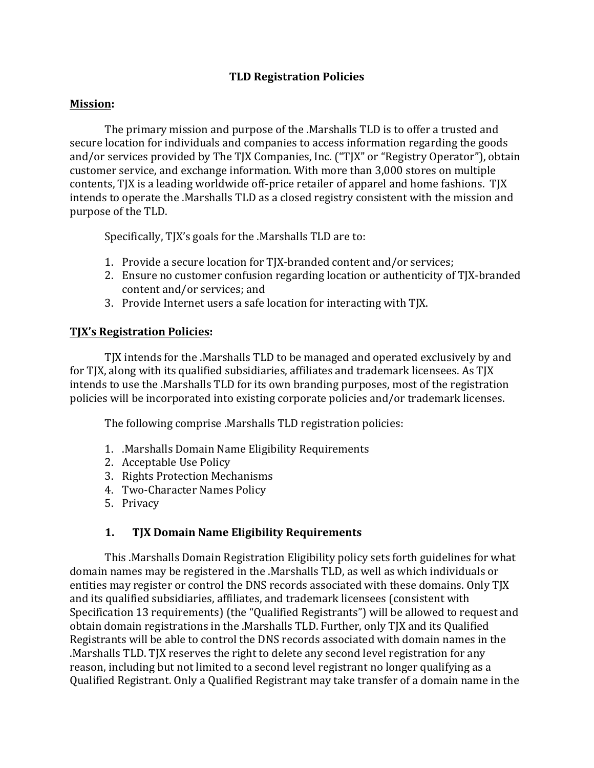# TLD Registration Policies

**Mission:**

The primary mission and purpose of the .Marshalls TLD is to offer a trusted and secure location for individuals and companies to access information regarding the goods and/or services provided by The TJX Companies, Inc. ("TJX" or "Registry Operator"), obtain customer service, and exchange information. With more than 3,000 stores on multiple contents, TJX is a leading worldwide off-price retailer of apparel and home fashions. TJX intends to operate the .Marshalls TLD as a closed registry consistent with the mission and purpose of the TLD.

Specifically, TJX's goals for the .Marshalls TLD are to:

1. Provide a secure location for TJX-branded content and/or services;
2. Ensure no customer confusion regarding location or authenticity of TJX-branded content and/or services; and
3. Provide Internet users a safe location for interacting with TJX.

**TJX's Registration Policies:**

TJX intends for the .Marshalls TLD to be managed and operated exclusively by and for TJX, along with its qualified subsidiaries, affiliates and trademark licensees. As TJX intends to use the .Marshalls TLD for its own branding purposes, most of the registration policies will be incorporated into existing corporate policies and/or trademark licenses.

The following comprise .Marshalls TLD registration policies:

1. .Marshalls Domain Name Eligibility Requirements
2. Acceptable Use Policy
3. Rights Protection Mechanisms
4. Two-Character Names Policy
5. Privacy

### 1. TJX Domain Name Eligibility Requirements

This .Marshalls Domain Registration Eligibility policy sets forth guidelines for what domain names may be registered in the .Marshalls TLD, as well as which individuals or entities may register or control the DNS records associated with these domains. Only TJX and its qualified subsidiaries, affiliates, and trademark licensees (consistent with Specification 13 requirements) (the "Qualified Registrants") will be allowed to request and obtain domain registrations in the .Marshalls TLD. Further, only TJX and its Qualified Registrants will be able to control the DNS records associated with domain names in the .Marshalls TLD. TJX reserves the right to delete any second level registration for any reason, including but not limited to a second level registrant no longer qualifying as a Qualified Registrant. Only a Qualified Registrant may take transfer of a domain name in the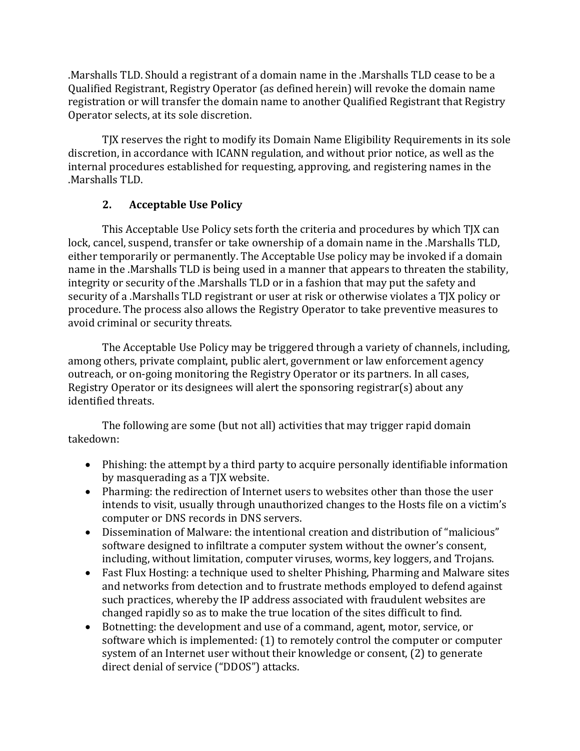.Marshalls TLD. Should a registrant of a domain name in the .Marshalls TLD cease to be a Qualified Registrant, Registry Operator (as defined herein) will revoke the domain name registration or will transfer the domain name to another Qualified Registrant that Registry Operator selects, at its sole discretion.

TJX reserves the right to modify its Domain Name Eligibility Requirements in its sole discretion, in accordance with ICANN regulation, and without prior notice, as well as the internal procedures established for requesting, approving, and registering names in the .Marshalls TLD.

## 2. Acceptable Use Policy

This Acceptable Use Policy sets forth the criteria and procedures by which TJX can lock, cancel, suspend, transfer or take ownership of a domain name in the .Marshalls TLD, either temporarily or permanently. The Acceptable Use policy may be invoked if a domain name in the .Marshalls TLD is being used in a manner that appears to threaten the stability, integrity or security of the .Marshalls TLD or in a fashion that may put the safety and security of a .Marshalls TLD registrant or user at risk or otherwise violates a TJX policy or procedure. The process also allows the Registry Operator to take preventive measures to avoid criminal or security threats.

The Acceptable Use Policy may be triggered through a variety of channels, including, among others, private complaint, public alert, government or law enforcement agency outreach, or on-going monitoring the Registry Operator or its partners. In all cases, Registry Operator or its designees will alert the sponsoring registrar(s) about any identified threats.

The following are some (but not all) activities that may trigger rapid domain takedown:

- Phishing: the attempt by a third party to acquire personally identifiable information by masquerading as a TJX website.
- Pharming: the redirection of Internet users to websites other than those the user intends to visit, usually through unauthorized changes to the Hosts file on a victim's computer or DNS records in DNS servers.
- Dissemination of Malware: the intentional creation and distribution of "malicious" software designed to infiltrate a computer system without the owner's consent, including, without limitation, computer viruses, worms, key loggers, and Trojans.
- Fast Flux Hosting: a technique used to shelter Phishing, Pharming and Malware sites and networks from detection and to frustrate methods employed to defend against such practices, whereby the IP address associated with fraudulent websites are changed rapidly so as to make the true location of the sites difficult to find.
- Botnetting: the development and use of a command, agent, motor, service, or software which is implemented: (1) to remotely control the computer or computer system of an Internet user without their knowledge or consent, (2) to generate direct denial of service ("DDOS") attacks.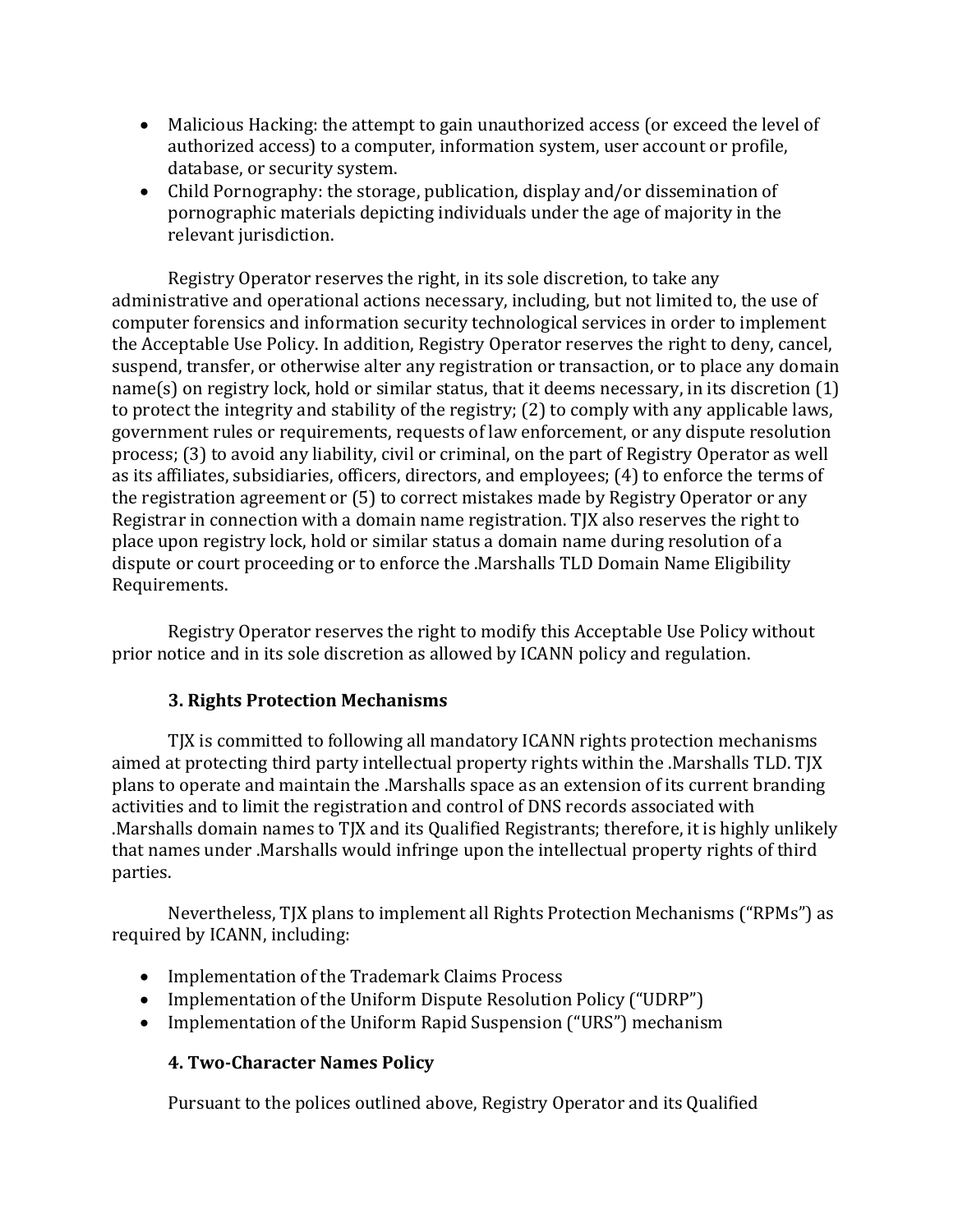- Malicious Hacking: the attempt to gain unauthorized access (or exceed the level of authorized access) to a computer, information system, user account or profile, database, or security system.
- Child Pornography: the storage, publication, display and/or dissemination of pornographic materials depicting individuals under the age of majority in the relevant jurisdiction.

Registry Operator reserves the right, in its sole discretion, to take any administrative and operational actions necessary, including, but not limited to, the use of computer forensics and information security technological services in order to implement the Acceptable Use Policy. In addition, Registry Operator reserves the right to deny, cancel, suspend, transfer, or otherwise alter any registration or transaction, or to place any domain name(s) on registry lock, hold or similar status, that it deems necessary, in its discretion (1) to protect the integrity and stability of the registry; (2) to comply with any applicable laws, government rules or requirements, requests of law enforcement, or any dispute resolution process; (3) to avoid any liability, civil or criminal, on the part of Registry Operator as well as its affiliates, subsidiaries, officers, directors, and employees; (4) to enforce the terms of the registration agreement or (5) to correct mistakes made by Registry Operator or any Registrar in connection with a domain name registration. TJX also reserves the right to place upon registry lock, hold or similar status a domain name during resolution of a dispute or court proceeding or to enforce the .Marshalls TLD Domain Name Eligibility Requirements.

Registry Operator reserves the right to modify this Acceptable Use Policy without prior notice and in its sole discretion as allowed by ICANN policy and regulation.

### 3. Rights Protection Mechanisms

TJX is committed to following all mandatory ICANN rights protection mechanisms aimed at protecting third party intellectual property rights within the .Marshalls TLD. TJX plans to operate and maintain the .Marshalls space as an extension of its current branding activities and to limit the registration and control of DNS records associated with .Marshalls domain names to TJX and its Qualified Registrants; therefore, it is highly unlikely that names under .Marshalls would infringe upon the intellectual property rights of third parties.

Nevertheless, TJX plans to implement all Rights Protection Mechanisms ("RPMs") as required by ICANN, including:

- Implementation of the Trademark Claims Process
- Implementation of the Uniform Dispute Resolution Policy ("UDRP")
- Implementation of the Uniform Rapid Suspension ("URS") mechanism

### 4. Two-Character Names Policy

Pursuant to the polices outlined above, Registry Operator and its Qualified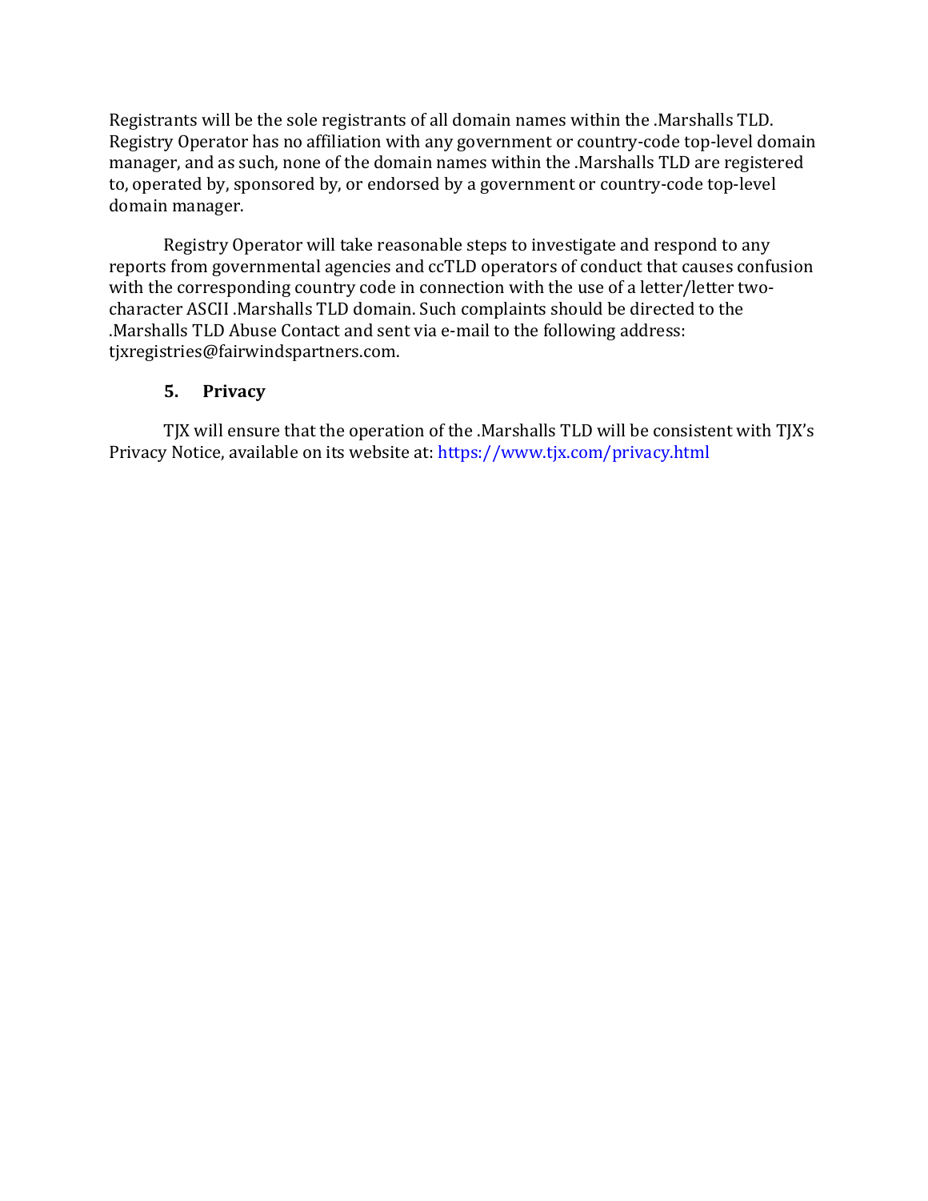Registrants will be the sole registrants of all domain names within the .Marshalls TLD. Registry Operator has no affiliation with any government or country-code top-level domain manager, and as such, none of the domain names within the .Marshalls TLD are registered to, operated by, sponsored by, or endorsed by a government or country-code top-level domain manager.

Registry Operator will take reasonable steps to investigate and respond to any reports from governmental agencies and ccTLD operators of conduct that causes confusion with the corresponding country code in connection with the use of a letter/letter two-character ASCII .Marshalls TLD domain. Such complaints should be directed to the .Marshalls TLD Abuse Contact and sent via e-mail to the following address: tjxregistries@fairwindspartners.com.

## 5. Privacy

TJX will ensure that the operation of the .Marshalls TLD will be consistent with TJX's Privacy Notice, available on its website at: https://www.tjx.com/privacy.html